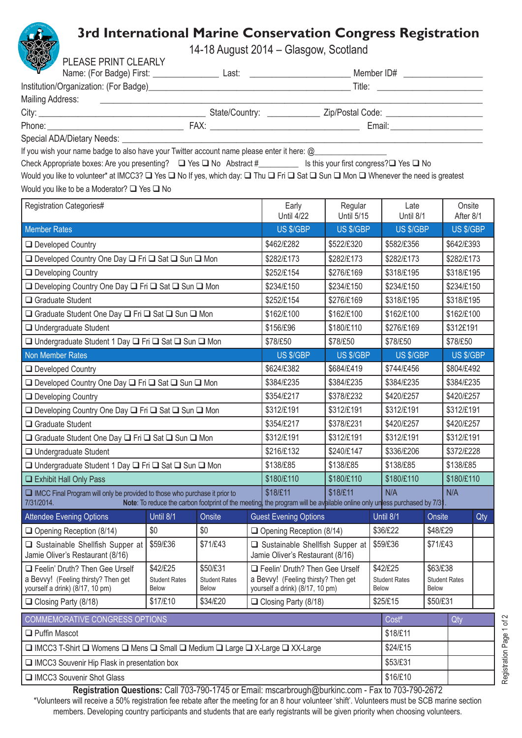# 3rd International Marine Conservation Congress Registration

14-18 August 2014 – Glasgow, Scotland

PLEASE PRINT CLEARLY

Name: (For Badge) First: ______________ Last: _____________________ Member ID# ________________

Institution/Organization: (For Badge)___________________________________________ Title: ______________________

Mailing Address: ____________________________________________________________________________

City: ____________________________________ State/Country: ___________ Zip/Postal Code: ____________________

Phone: ____________________________ FAX: _______________________________ Email: ___________________

Special ADA/Dietary Needs: ___________________________________________________________________________

If you wish your name badge to also have your Twitter account name please enter it here: @_______________

Check Appropriate boxes: Are you presenting? ❑ Yes ❑ No Abstract #_________ Is this your first congress?❑ Yes ❑ No

Would you like to volunteer* at IMCC3? ❑ Yes ❑ No If yes, which day: ❑ Thu ❑ Fri ❑ Sat ❑ Sun ❑ Mon ❑ Whenever the need is greatest

Would you like to be a Moderator? ❑ Yes ❑ No

| Registration Categories# | Early Until 4/22 | Regular Until 5/15 | Late Until 8/1 | Onsite After 8/1 |
|---|---|---|---|---|
| **Member Rates** | US $/GBP | US $/GBP | US $/GBP | US $/GBP |
| ❑ Developed Country | $462/£282 | $522/£320 | $582/£356 | $642/£393 |
| ❑ Developed Country One Day ❑ Fri ❑ Sat ❑ Sun ❑ Mon | $282/£173 | $282/£173 | $282/£173 | $282/£173 |
| ❑ Developing Country | $252/£154 | $276/£169 | $318/£195 | $318/£195 |
| ❑ Developing Country One Day ❑ Fri ❑ Sat ❑ Sun ❑ Mon | $234/£150 | $234/£150 | $234/£150 | $234/£150 |
| ❑ Graduate Student | $252/£154 | $276/£169 | $318/£195 | $318/£195 |
| ❑ Graduate Student One Day ❑ Fri ❑ Sat ❑ Sun ❑ Mon | $162/£100 | $162/£100 | $162/£100 | $162/£100 |
| ❑ Undergraduate Student | $156/$96 | $180/£110 | $276/£169 | $312£191 |
| ❑ Undergraduate Student 1 Day ❑ Fri ❑ Sat ❑ Sun ❑ Mon | $78/£50 | $78/£50 | $78/£50 | $78/£50 |
| **Non Member Rates** | US $/GBP | US $/GBP | US $/GBP | US $/GBP |
| ❑ Developed Country | $624/£382 | $684/£419 | $744/£456 | $804/£492 |
| ❑ Developed Country One Day ❑ Fri ❑ Sat ❑ Sun ❑ Mon | $384/£235 | $384/£235 | $384/£235 | $384/£235 |
| ❑ Developing Country | $354/£217 | $378/£232 | $420/£257 | $420/£257 |
| ❑ Developing Country One Day ❑ Fri ❑ Sat ❑ Sun ❑ Mon | $312/£191 | $312/£191 | $312/£191 | $312/£191 |
| ❑ Graduate Student | $354/£217 | $378/£231 | $420/£257 | $420/£257 |
| ❑ Graduate Student One Day ❑ Fri ❑ Sat ❑ Sun ❑ Mon | $312/£191 | $312/£191 | $312/£191 | $312/£191 |
| ❑ Undergraduate Student | $216/£132 | $240/£147 | $336/£206 | $372/£228 |
| ❑ Undergraduate Student 1 Day ❑ Fri ❑ Sat ❑ Sun ❑ Mon | $138/£85 | $138/£85 | $138/£85 | $138/£85 |
| ❑ Exhibit Hall Only Pass | $180/£110 | $180/£110 | $180/£110 | $180/£110 |
| ❑ IMCC Final Program will only be provided to those who purchase it prior to 7/31/2014. | $18/£11 | $18/£11 | N/A | N/A |

**Note**: To reduce the carbon footprint of the meeting, the program will be available online only unless purchased by 7/31.

| Attendee Evening Options | Until 8/1 | Onsite | Guest Evening Options | Until 8/1 | Onsite | Qty |
|---|---|---|---|---|---|---|
| ❑ Opening Reception (8/14) | $0 | $0 | ❑ Opening Reception (8/14) | $36/£22 | $48/£29 | |
| ❑ Sustainable Shellfish Supper at Jamie Oliver's Restaurant (8/16) | $59/£36 | $71/£43 | ❑ Sustainable Shellfish Supper at Jamie Oliver's Restaurant (8/16) | $59/£36 | $71/£43 | |
| ❑ Feelin' Druth? Then Gee Urself a Bevvy! (Feeling thirsty? Then get yourself a drink) (8/17, 10 pm) | $42/£25 Student Rates Below | $50/£31 Student Rates Below | ❑ Feelin' Druth? Then Gee Urself a Bevvy! (Feeling thirsty? Then get yourself a drink) (8/17, 10 pm) | $42/£25 Student Rates Below | $63/£38 Student Rates Below | |
| ❑ Closing Party (8/18) | $17/£10 | $34/£20 | ❑ Closing Party (8/18) | $25/£15 | $50/£31 | |

| COMMEMORATIVE CONGRESS OPTIONS | Cost# | Qty |
|---|---|---|
| ❑ Puffin Mascot | $18/£11 | |
| ❑ IMCC3 T-Shirt ❑ Womens ❑ Mens ❑ Small ❑ Medium ❑ Large ❑ X-Large ❑ XX-Large | $24/£15 | |
| ❑ IMCC3 Souvenir Hip Flask in presentation box | $53/£31 | |
| ❑ IMCC3 Souvenir Shot Glass | $16/£10 | |

**Registration Questions:** Call 703-790-1745 or Email: mscarbrough@burkinc.com - Fax to 703-790-2672

*Volunteers will receive a 50% registration fee rebate after the meeting for an 8 hour volunteer 'shift'. Volunteers must be SCB marine section members. Developing country participants and students that are early registrants will be given priority when choosing volunteers.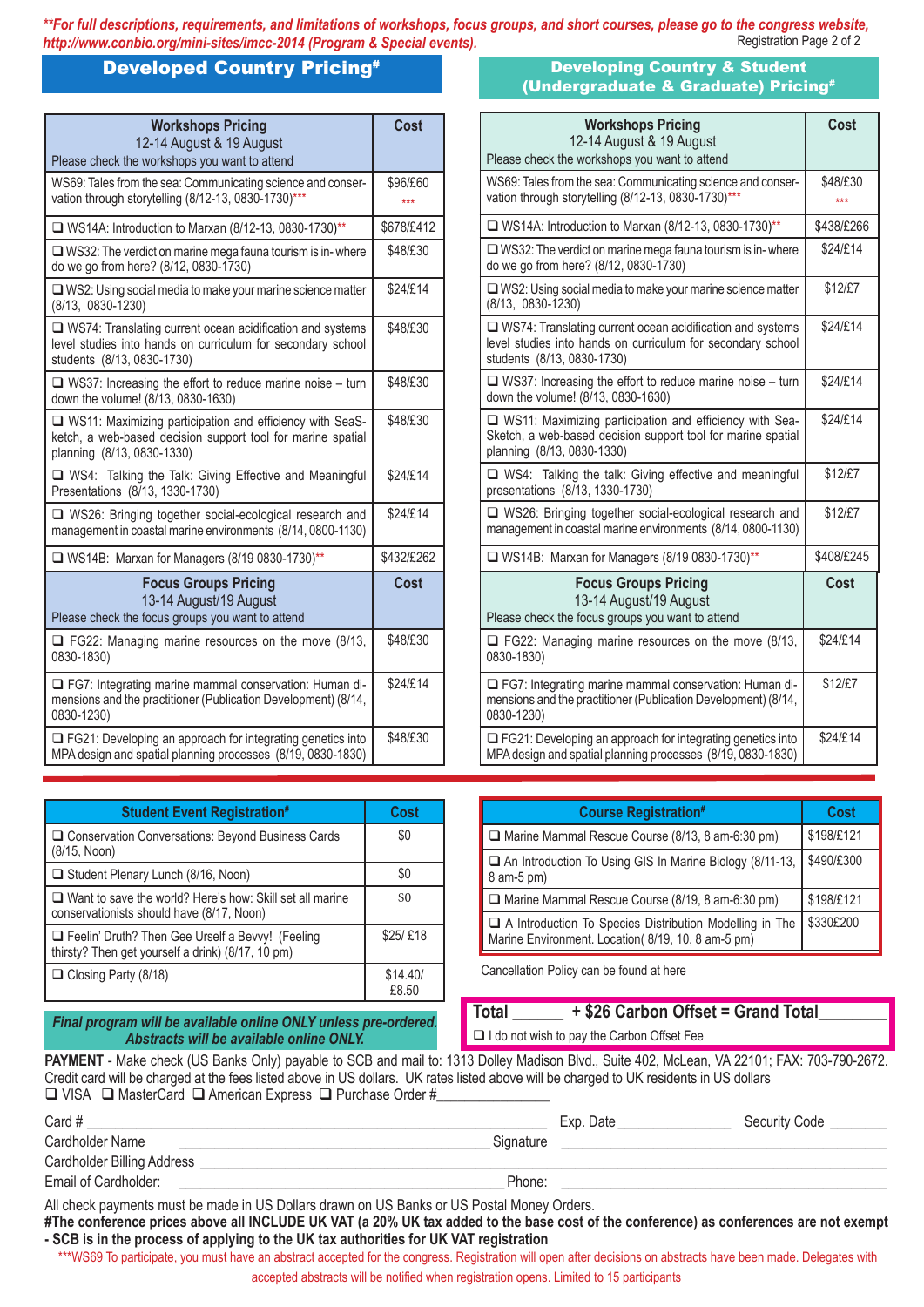***For full descriptions, requirements, and limitations of workshops, focus groups, and short courses, please go to the congress website, http://www.conbio.org/mini-sites/imcc-2014 (Program & Special events).***

## Developed Country Pricing#

| Workshops Pricing 12-14 August & 19 August Please check the workshops you want to attend | Cost |
|---|---|
| WS69: Tales from the sea: Communicating science and conservation through storytelling (8/12-13, 0830-1730)*** | $96/£60 *** |
| ❑ WS14A: Introduction to Marxan (8/12-13, 0830-1730)** | $678/£412 |
| ❑ WS32: The verdict on marine mega fauna tourism is in- where do we go from here? (8/12, 0830-1730) | $48/£30 |
| ❑ WS2: Using social media to make your marine science matter (8/13, 0830-1230) | $24/£14 |
| ❑ WS74: Translating current ocean acidification and systems level studies into hands on curriculum for secondary school students (8/13, 0830-1730) | $48/£30 |
| ❑ WS37: Increasing the effort to reduce marine noise – turn down the volume! (8/13, 0830-1630) | $48/£30 |
| ❑ WS11: Maximizing participation and efficiency with SeaSketch, a web-based decision support tool for marine spatial planning (8/13, 0830-1330) | $48/£30 |
| ❑ WS4: Talking the Talk: Giving Effective and Meaningful Presentations (8/13, 1330-1730) | $24/£14 |
| ❑ WS26: Bringing together social-ecological research and management in coastal marine environments (8/14, 0800-1130) | $24/£14 |
| ❑ WS14B: Marxan for Managers (8/19 0830-1730)** | $432/£262 |
| **Focus Groups Pricing** 13-14 August/19 August Please check the focus groups you want to attend | **Cost** |
| ❑ FG22: Managing marine resources on the move (8/13, 0830-1830) | $48/£30 |
| ❑ FG7: Integrating marine mammal conservation: Human dimensions and the practitioner (Publication Development) (8/14, 0830-1230) | $24/£14 |
| ❑ FG21: Developing an approach for integrating genetics into MPA design and spatial planning processes (8/19, 0830-1830) | $48/£30 |

## Developing Country & Student (Undergraduate & Graduate) Pricing#

| Workshops Pricing 12-14 August & 19 August Please check the workshops you want to attend | Cost |
|---|---|
| WS69: Tales from the sea: Communicating science and conservation through storytelling (8/12-13, 0830-1730)*** | $48/£30 *** |
| ❑ WS14A: Introduction to Marxan (8/12-13, 0830-1730)** | $438/£266 |
| ❑ WS32: The verdict on marine mega fauna tourism is in- where do we go from here? (8/12, 0830-1730) | $24/£14 |
| ❑ WS2: Using social media to make your marine science matter (8/13, 0830-1230) | $12/£7 |
| ❑ WS74: Translating current ocean acidification and systems level studies into hands on curriculum for secondary school students (8/13, 0830-1730) | $24/£14 |
| ❑ WS37: Increasing the effort to reduce marine noise – turn down the volume! (8/13, 0830-1630) | $24/£14 |
| ❑ WS11: Maximizing participation and efficiency with Sea-Sketch, a web-based decision support tool for marine spatial planning (8/13, 0830-1330) | $24/£14 |
| ❑ WS4: Talking the talk: Giving effective and meaningful presentations (8/13, 1330-1730) | $12/£7 |
| ❑ WS26: Bringing together social-ecological research and management in coastal marine environments (8/14, 0800-1130) | $12/£7 |
| ❑ WS14B: Marxan for Managers (8/19 0830-1730)** | $408/£245 |
| **Focus Groups Pricing** 13-14 August/19 August Please check the focus groups you want to attend | **Cost** |
| ❑ FG22: Managing marine resources on the move (8/13, 0830-1830) | $24/£14 |
| ❑ FG7: Integrating marine mammal conservation: Human dimensions and the practitioner (Publication Development) (8/14, 0830-1230) | $12/£7 |
| ❑ FG21: Developing an approach for integrating genetics into MPA design and spatial planning processes (8/19, 0830-1830) | $24/£14 |

| Student Event Registration# | Cost |
|---|---|
| ❑ Conservation Conversations: Beyond Business Cards (8/15, Noon) | $0 |
| ❑ Student Plenary Lunch (8/16, Noon) | $0 |
| ❑ Want to save the world? Here's how: Skill set all marine conservationists should have (8/17, Noon) | $0 |
| ❑ Feelin' Druth? Then Gee Urself a Bevvy! (Feeling thirsty? Then get yourself a drink) (8/17, 10 pm) | $25/ £18 |
| ❑ Closing Party (8/18) | $14.40/ £8.50 |

***Final program will be available online ONLY unless pre-ordered. Abstracts will be available online ONLY.***

| Course Registration# | Cost |
|---|---|
| ❑ Marine Mammal Rescue Course (8/13, 8 am-6:30 pm) | $198/£121 |
| ❑ An Introduction To Using GIS In Marine Biology (8/11-13, 8 am-5 pm) | $490/£300 |
| ❑ Marine Mammal Rescue Course (8/19, 8 am-6:30 pm) | $198/£121 |
| ❑ A Introduction To Species Distribution Modelling in The Marine Environment. Location( 8/19, 10, 8 am-5 pm) | $330£200 |

Cancellation Policy can be found at here

**Total ______ + $26 Carbon Offset = Grand Total________**

❑ I do not wish to pay the Carbon Offset Fee

**PAYMENT** - Make check (US Banks Only) payable to SCB and mail to: 1313 Dolley Madison Blvd., Suite 402, McLean, VA 22101; FAX: 703-790-2672. Credit card will be charged at the fees listed above in US dollars. UK rates listed above will be charged to UK residents in US dollars

❑ VISA ❑ MasterCard ❑ American Express ❑ Purchase Order #_______________

Card # ______________________________ Exp. Date _______________ Security Code ________

Cardholder Name ______________________________ Signature ______________________________

Cardholder Billing Address ____________________________________________________________

Email of Cardholder: ______________________________ Phone: ______________________________

All check payments must be made in US Dollars drawn on US Banks or US Postal Money Orders.

**#The conference prices above all INCLUDE UK VAT (a 20% UK tax added to the base cost of the conference) as conferences are not exempt - SCB is in the process of applying to the UK tax authorities for UK VAT registration**

***WS69 To participate, you must have an abstract accepted for the congress. Registration will open after decisions on abstracts have been made. Delegates with accepted abstracts will be notified when registration opens. Limited to 15 participants